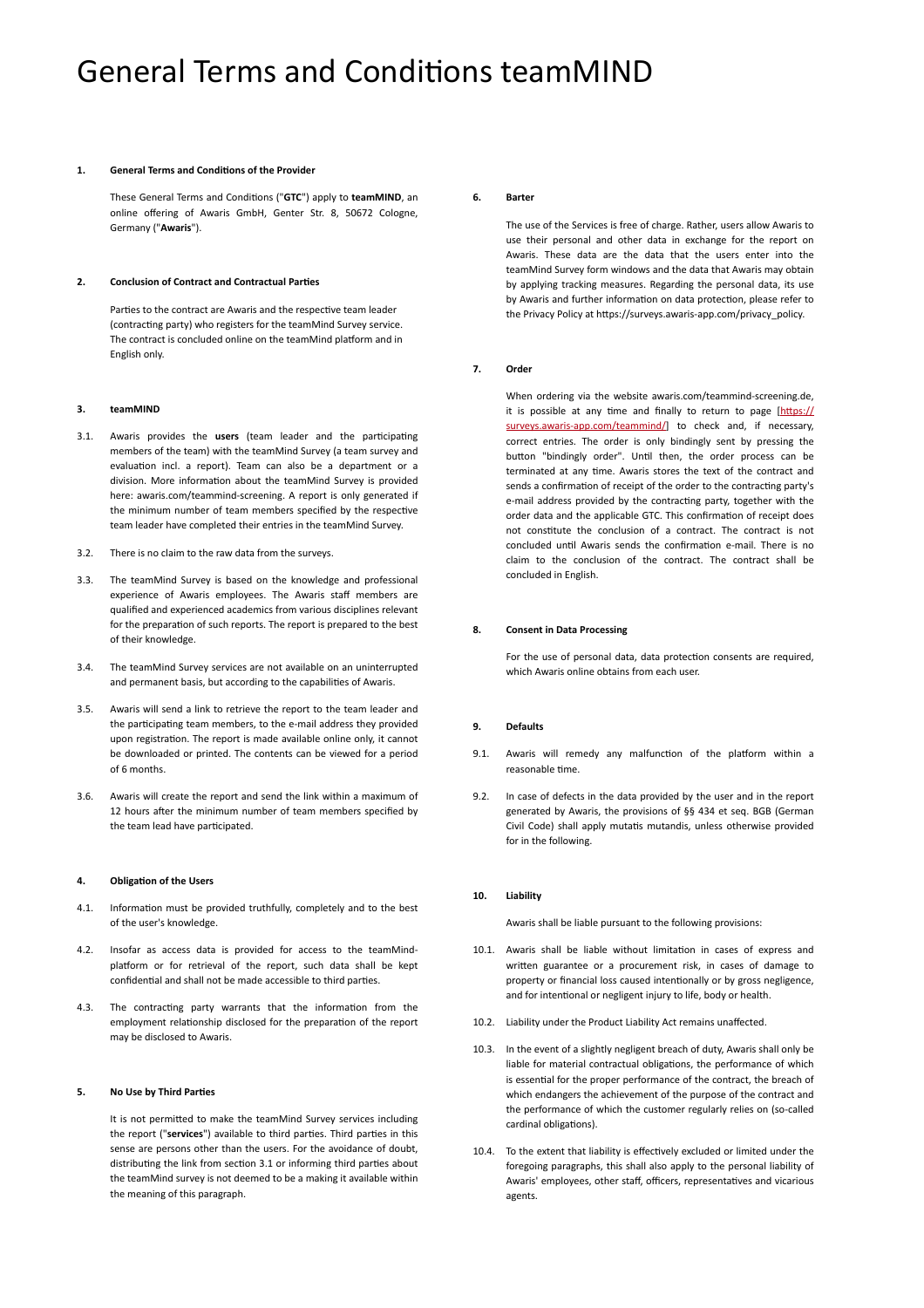# General Terms and Conditions teamMIND

## 1. General Terms and Conditions of the Provider

These General Terms and Conditions ("**GTC**") apply to **teamMIND**, an online offering of Awaris GmbH, Genter Str. 8, 50672 Cologne, Germany ("**Awaris**").

## 2. Conclusion of Contract and Contractual Parties

Parties to the contract are Awaris and the respective team leader (contracting party) who registers for the teamMind Survey service. The contract is concluded online on the teamMind platform and in English only.

## 3. teamMIND

3.1. Awaris provides the **users** (team leader and the participating members of the team) with the teamMind Survey (a team survey and evaluation incl. a report). Team can also be a department or a division. More information about the teamMind Survey is provided here: awaris.com/teammind-screening. A report is only generated if the minimum number of team members specified by the respective team leader have completed their entries in the teamMind Survey.

3.2. There is no claim to the raw data from the surveys.

3.3. The teamMind Survey is based on the knowledge and professional experience of Awaris employees. The Awaris staff members are qualified and experienced academics from various disciplines relevant for the preparation of such reports. The report is prepared to the best of their knowledge.

3.4. The teamMind Survey services are not available on an uninterrupted and permanent basis, but according to the capabilities of Awaris.

3.5. Awaris will send a link to retrieve the report to the team leader and the participating team members, to the e-mail address they provided upon registration. The report is made available online only, it cannot be downloaded or printed. The contents can be viewed for a period of 6 months.

3.6. Awaris will create the report and send the link within a maximum of 12 hours after the minimum number of team members specified by the team lead have participated.

## 4. Obligation of the Users

4.1. Information must be provided truthfully, completely and to the best of the user's knowledge.

4.2. Insofar as access data is provided for access to the teamMind-platform or for retrieval of the report, such data shall be kept confidential and shall not be made accessible to third parties.

4.3. The contracting party warrants that the information from the employment relationship disclosed for the preparation of the report may be disclosed to Awaris.

## 5. No Use by Third Parties

It is not permitted to make the teamMind Survey services including the report ("**services**") available to third parties. Third parties in this sense are persons other than the users. For the avoidance of doubt, distributing the link from section 3.1 or informing third parties about the teamMind survey is not deemed to be a making it available within the meaning of this paragraph.

## 6. Barter

The use of the Services is free of charge. Rather, users allow Awaris to use their personal and other data in exchange for the report on Awaris. These data are the data that the users enter into the teamMind Survey form windows and the data that Awaris may obtain by applying tracking measures. Regarding the personal data, its use by Awaris and further information on data protection, please refer to the Privacy Policy at https://surveys.awaris-app.com/privacy_policy.

## 7. Order

When ordering via the website awaris.com/teammind-screening.de, it is possible at any time and finally to return to page [https://surveys.awaris-app.com/teammind/] to check and, if necessary, correct entries. The order is only bindingly sent by pressing the button "bindingly order". Until then, the order process can be terminated at any time. Awaris stores the text of the contract and sends a confirmation of receipt of the order to the contracting party's e-mail address provided by the contracting party, together with the order data and the applicable GTC. This confirmation of receipt does not constitute the conclusion of a contract. The contract is not concluded until Awaris sends the confirmation e-mail. There is no claim to the conclusion of the contract. The contract shall be concluded in English.

## 8. Consent in Data Processing

For the use of personal data, data protection consents are required, which Awaris online obtains from each user.

## 9. Defaults

9.1. Awaris will remedy any malfunction of the platform within a reasonable time.

9.2. In case of defects in the data provided by the user and in the report generated by Awaris, the provisions of §§ 434 et seq. BGB (German Civil Code) shall apply mutatis mutandis, unless otherwise provided for in the following.

## 10. Liability

Awaris shall be liable pursuant to the following provisions:

10.1. Awaris shall be liable without limitation in cases of express and written guarantee or a procurement risk, in cases of damage to property or financial loss caused intentionally or by gross negligence, and for intentional or negligent injury to life, body or health.

10.2. Liability under the Product Liability Act remains unaffected.

10.3. In the event of a slightly negligent breach of duty, Awaris shall only be liable for material contractual obligations, the performance of which is essential for the proper performance of the contract, the breach of which endangers the achievement of the purpose of the contract and the performance of which the customer regularly relies on (so-called cardinal obligations).

10.4. To the extent that liability is effectively excluded or limited under the foregoing paragraphs, this shall also apply to the personal liability of Awaris' employees, other staff, officers, representatives and vicarious agents.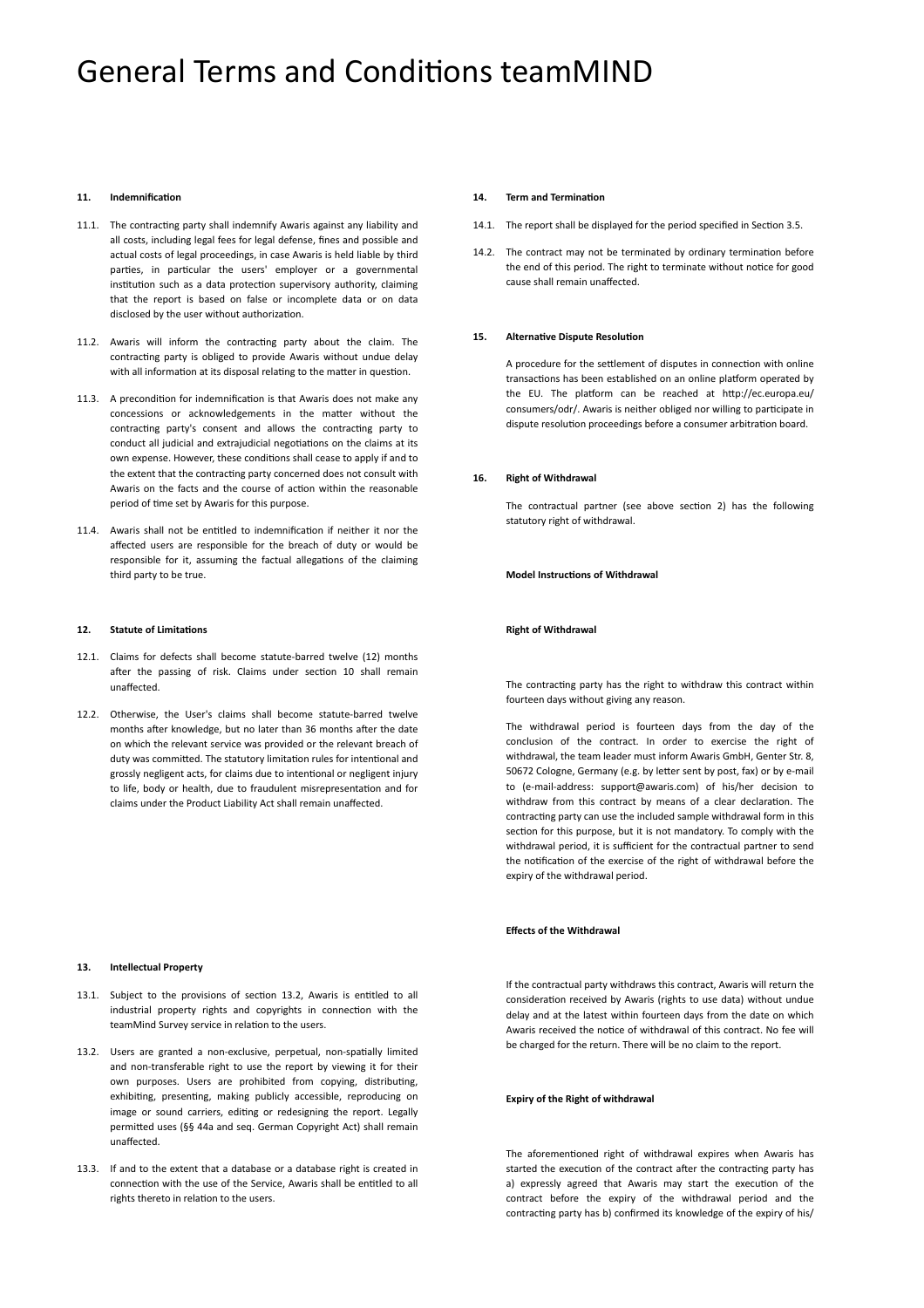# General Terms and Conditions teamMIND

### 11. Indemnification

11.1. The contracting party shall indemnify Awaris against any liability and all costs, including legal fees for legal defense, fines and possible and actual costs of legal proceedings, in case Awaris is held liable by third parties, in particular the users' employer or a governmental institution such as a data protection supervisory authority, claiming that the report is based on false or incomplete data or on data disclosed by the user without authorization.

11.2. Awaris will inform the contracting party about the claim. The contracting party is obliged to provide Awaris without undue delay with all information at its disposal relating to the matter in question.

11.3. A precondition for indemnification is that Awaris does not make any concessions or acknowledgements in the matter without the contracting party's consent and allows the contracting party to conduct all judicial and extrajudicial negotiations on the claims at its own expense. However, these conditions shall cease to apply if and to the extent that the contracting party concerned does not consult with Awaris on the facts and the course of action within the reasonable period of time set by Awaris for this purpose.

11.4. Awaris shall not be entitled to indemnification if neither it nor the affected users are responsible for the breach of duty or would be responsible for it, assuming the factual allegations of the claiming third party to be true.

### 12. Statute of Limitations

12.1. Claims for defects shall become statute-barred twelve (12) months after the passing of risk. Claims under section 10 shall remain unaffected.

12.2. Otherwise, the User's claims shall become statute-barred twelve months after knowledge, but no later than 36 months after the date on which the relevant service was provided or the relevant breach of duty was committed. The statutory limitation rules for intentional and grossly negligent acts, for claims due to intentional or negligent injury to life, body or health, due to fraudulent misrepresentation and for claims under the Product Liability Act shall remain unaffected.

### 13. Intellectual Property

13.1. Subject to the provisions of section 13.2, Awaris is entitled to all industrial property rights and copyrights in connection with the teamMind Survey service in relation to the users.

13.2. Users are granted a non-exclusive, perpetual, non-spatially limited and non-transferable right to use the report by viewing it for their own purposes. Users are prohibited from copying, distributing, exhibiting, presenting, making publicly accessible, reproducing on image or sound carriers, editing or redesigning the report. Legally permitted uses (§§ 44a and seq. German Copyright Act) shall remain unaffected.

13.3. If and to the extent that a database or a database right is created in connection with the use of the Service, Awaris shall be entitled to all rights thereto in relation to the users.

### 14. Term and Termination

14.1. The report shall be displayed for the period specified in Section 3.5.

14.2. The contract may not be terminated by ordinary termination before the end of this period. The right to terminate without notice for good cause shall remain unaffected.

### 15. Alternative Dispute Resolution

A procedure for the settlement of disputes in connection with online transactions has been established on an online platform operated by the EU. The platform can be reached at http://ec.europa.eu/consumers/odr/. Awaris is neither obliged nor willing to participate in dispute resolution proceedings before a consumer arbitration board.

### 16. Right of Withdrawal

The contractual partner (see above section 2) has the following statutory right of withdrawal.

**Model Instructions of Withdrawal**

**Right of Withdrawal**

The contracting party has the right to withdraw this contract within fourteen days without giving any reason.

The withdrawal period is fourteen days from the day of the conclusion of the contract. In order to exercise the right of withdrawal, the team leader must inform Awaris GmbH, Genter Str. 8, 50672 Cologne, Germany (e.g. by letter sent by post, fax) or by e-mail to (e-mail-address: support@awaris.com) of his/her decision to withdraw from this contract by means of a clear declaration. The contracting party can use the included sample withdrawal form in this section for this purpose, but it is not mandatory. To comply with the withdrawal period, it is sufficient for the contractual partner to send the notification of the exercise of the right of withdrawal before the expiry of the withdrawal period.

**Effects of the Withdrawal**

If the contractual party withdraws this contract, Awaris will return the consideration received by Awaris (rights to use data) without undue delay and at the latest within fourteen days from the date on which Awaris received the notice of withdrawal of this contract. No fee will be charged for the return. There will be no claim to the report.

**Expiry of the Right of withdrawal**

The aforementioned right of withdrawal expires when Awaris has started the execution of the contract after the contracting party has a) expressly agreed that Awaris may start the execution of the contract before the expiry of the withdrawal period and the contracting party has b) confirmed its knowledge of the expiry of his/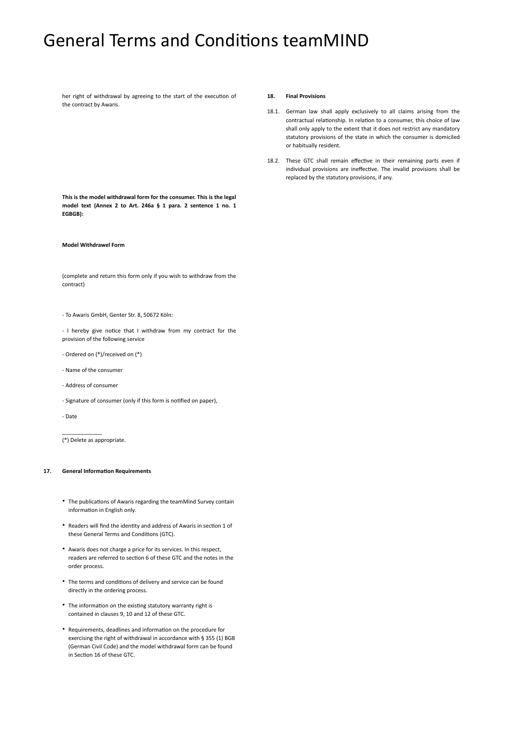her right of withdrawal by agreeing to the start of the execution of the contract by Awaris.

**This is the model withdrawal form for the consumer. This is the legal model text (Annex 2 to Art. 246a § 1 para. 2 sentence 1 no. 1 EGBGB):**

**Model Withdrawel Form**

(complete and return this form only if you wish to withdraw from the contract)

- To Awaris GmbH, Genter Str. 8, 50672 Köln:

- I hereby give notice that I withdraw from my contract for the provision of the following service

- Ordered on (*)/received on (*)

- Name of the consumer

- Address of consumer

- Signature of consumer (only if this form is notified on paper),

- Date

\_\_\_\_\_\_\_\_\_\_\_\_

(*) Delete as appropriate.

## 17. General Information Requirements

- The publications of Awaris regarding the teamMind Survey contain information in English only.
- Readers will find the identity and address of Awaris in section 1 of these General Terms and Conditions (GTC).
- Awaris does not charge a price for its services. In this respect, readers are referred to section 6 of these GTC and the notes in the order process.
- The terms and conditions of delivery and service can be found directly in the ordering process.
- The information on the existing statutory warranty right is contained in clauses 9, 10 and 12 of these GTC.
- Requirements, deadlines and information on the procedure for exercising the right of withdrawal in accordance with § 355 (1) BGB (German Civil Code) and the model withdrawal form can be found in Section 16 of these GTC.

## 18. Final Provisions

18.1. German law shall apply exclusively to all claims arising from the contractual relationship. In relation to a consumer, this choice of law shall only apply to the extent that it does not restrict any mandatory statutory provisions of the state in which the consumer is domiciled or habitually resident.

18.2. These GTC shall remain effective in their remaining parts even if individual provisions are ineffective. The invalid provisions shall be replaced by the statutory provisions, if any.